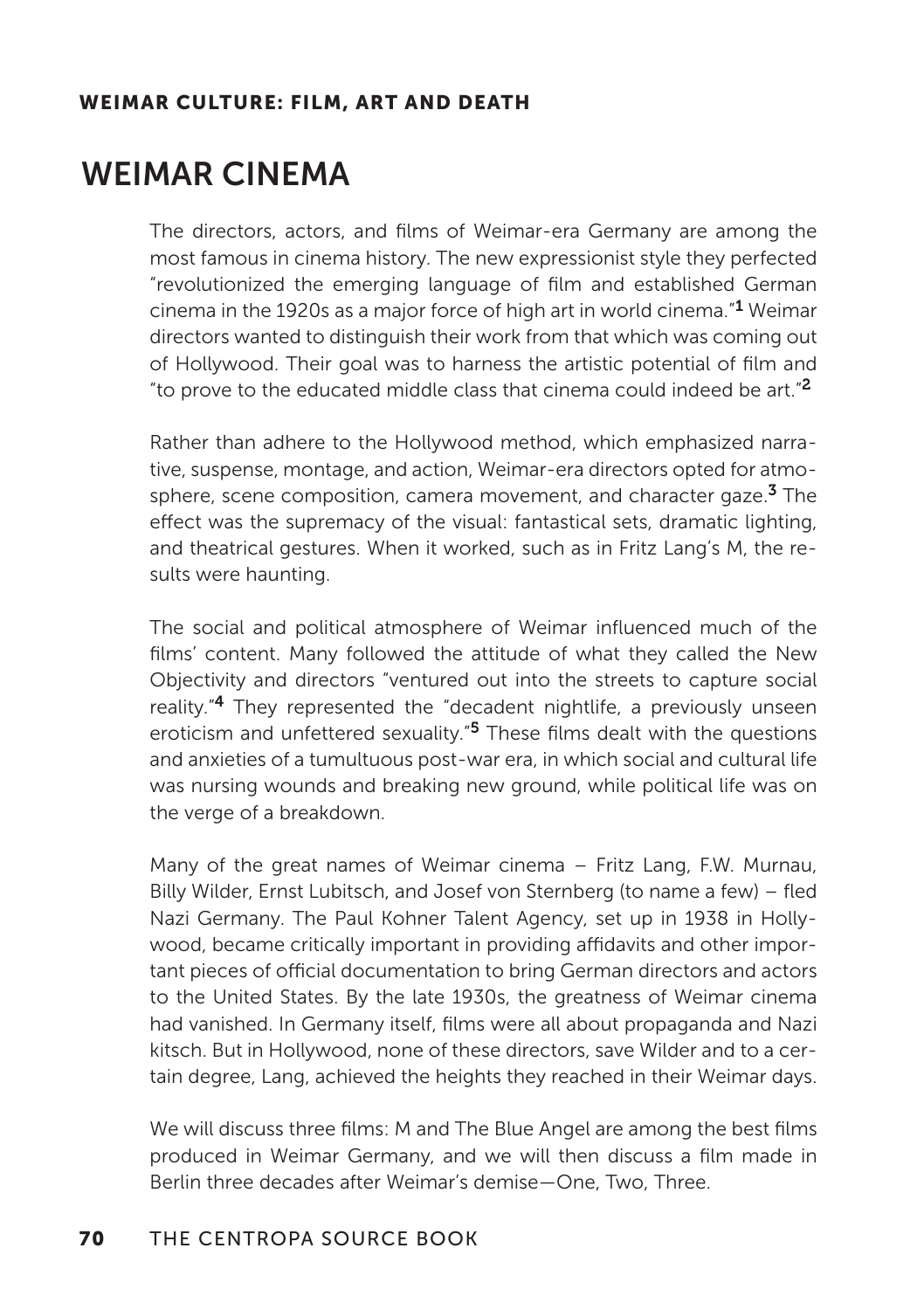## WEIMAR CULTURE: FILM, ART AND DEATH

# WEIMAR CINEMA

The directors, actors, and films of Weimar-era Germany are among the most famous in cinema history. The new expressionist style they perfected "revolutionized the emerging language of film and established German cinema in the 1920s as a major force of high art in world cinema."[1] Weimar directors wanted to distinguish their work from that which was coming out of Hollywood. Their goal was to harness the artistic potential of film and "to prove to the educated middle class that cinema could indeed be art."[2]

Rather than adhere to the Hollywood method, which emphasized narrative, suspense, montage, and action, Weimar-era directors opted for atmosphere, scene composition, camera movement, and character gaze.[3] The effect was the supremacy of the visual: fantastical sets, dramatic lighting, and theatrical gestures. When it worked, such as in Fritz Lang's M, the results were haunting.

The social and political atmosphere of Weimar influenced much of the films' content. Many followed the attitude of what they called the New Objectivity and directors "ventured out into the streets to capture social reality."[4] They represented the "decadent nightlife, a previously unseen eroticism and unfettered sexuality."[5] These films dealt with the questions and anxieties of a tumultuous post-war era, in which social and cultural life was nursing wounds and breaking new ground, while political life was on the verge of a breakdown.

Many of the great names of Weimar cinema – Fritz Lang, F.W. Murnau, Billy Wilder, Ernst Lubitsch, and Josef von Sternberg (to name a few) – fled Nazi Germany. The Paul Kohner Talent Agency, set up in 1938 in Hollywood, became critically important in providing affidavits and other important pieces of official documentation to bring German directors and actors to the United States. By the late 1930s, the greatness of Weimar cinema had vanished. In Germany itself, films were all about propaganda and Nazi kitsch. But in Hollywood, none of these directors, save Wilder and to a certain degree, Lang, achieved the heights they reached in their Weimar days.

We will discuss three films: M and The Blue Angel are among the best films produced in Weimar Germany, and we will then discuss a film made in Berlin three decades after Weimar's demise—One, Two, Three.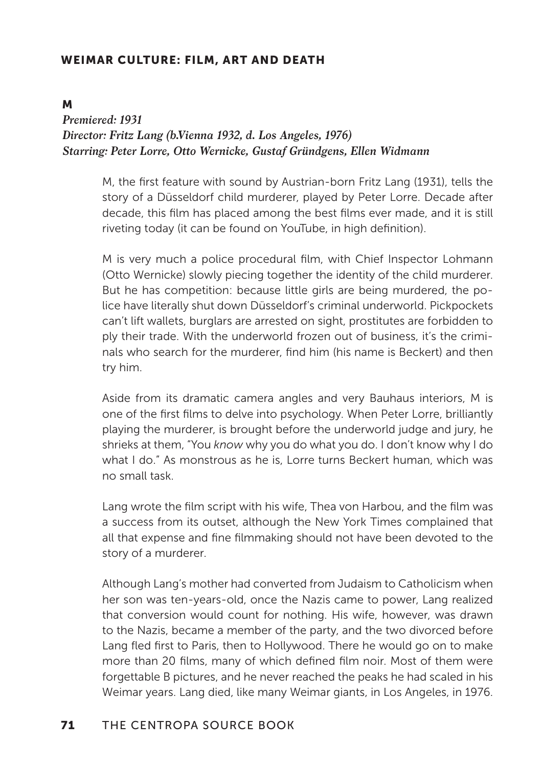# WEIMAR CULTURE: FILM, ART AND DEATH

## M

***Premiered: 1931***
***Director: Fritz Lang (b.Vienna 1932, d. Los Angeles, 1976)***
***Starring: Peter Lorre, Otto Wernicke, Gustaf Gründgens, Ellen Widmann***

M, the first feature with sound by Austrian-born Fritz Lang (1931), tells the story of a Düsseldorf child murderer, played by Peter Lorre. Decade after decade, this film has placed among the best films ever made, and it is still riveting today (it can be found on YouTube, in high definition).

M is very much a police procedural film, with Chief Inspector Lohmann (Otto Wernicke) slowly piecing together the identity of the child murderer. But he has competition: because little girls are being murdered, the police have literally shut down Düsseldorf's criminal underworld. Pickpockets can't lift wallets, burglars are arrested on sight, prostitutes are forbidden to ply their trade. With the underworld frozen out of business, it's the criminals who search for the murderer, find him (his name is Beckert) and then try him.

Aside from its dramatic camera angles and very Bauhaus interiors, M is one of the first films to delve into psychology. When Peter Lorre, brilliantly playing the murderer, is brought before the underworld judge and jury, he shrieks at them, "You *know* why you do what you do. I don't know why I do what I do." As monstrous as he is, Lorre turns Beckert human, which was no small task.

Lang wrote the film script with his wife, Thea von Harbou, and the film was a success from its outset, although the New York Times complained that all that expense and fine filmmaking should not have been devoted to the story of a murderer.

Although Lang's mother had converted from Judaism to Catholicism when her son was ten-years-old, once the Nazis came to power, Lang realized that conversion would count for nothing. His wife, however, was drawn to the Nazis, became a member of the party, and the two divorced before Lang fled first to Paris, then to Hollywood. There he would go on to make more than 20 films, many of which defined film noir. Most of them were forgettable B pictures, and he never reached the peaks he had scaled in his Weimar years. Lang died, like many Weimar giants, in Los Angeles, in 1976.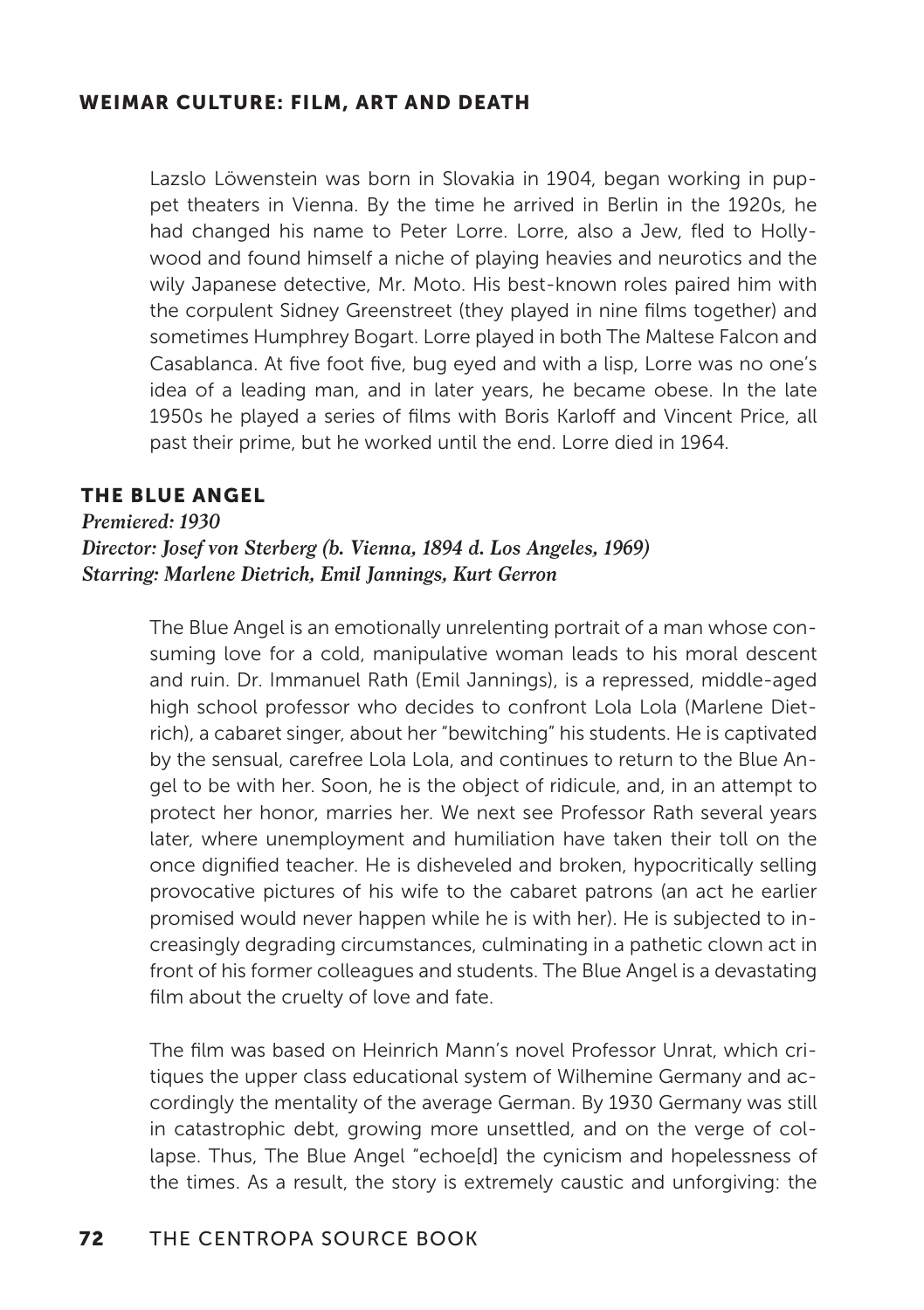Lazslo Löwenstein was born in Slovakia in 1904, began working in puppet theaters in Vienna. By the time he arrived in Berlin in the 1920s, he had changed his name to Peter Lorre. Lorre, also a Jew, fled to Hollywood and found himself a niche of playing heavies and neurotics and the wily Japanese detective, Mr. Moto. His best-known roles paired him with the corpulent Sidney Greenstreet (they played in nine films together) and sometimes Humphrey Bogart. Lorre played in both The Maltese Falcon and Casablanca. At five foot five, bug eyed and with a lisp, Lorre was no one's idea of a leading man, and in later years, he became obese. In the late 1950s he played a series of films with Boris Karloff and Vincent Price, all past their prime, but he worked until the end. Lorre died in 1964.

## THE BLUE ANGEL

***Premiered: 1930***
***Director: Josef von Sterberg (b. Vienna, 1894 d. Los Angeles, 1969)***
***Starring: Marlene Dietrich, Emil Jannings, Kurt Gerron***

The Blue Angel is an emotionally unrelenting portrait of a man whose consuming love for a cold, manipulative woman leads to his moral descent and ruin. Dr. Immanuel Rath (Emil Jannings), is a repressed, middle-aged high school professor who decides to confront Lola Lola (Marlene Dietrich), a cabaret singer, about her "bewitching" his students. He is captivated by the sensual, carefree Lola Lola, and continues to return to the Blue Angel to be with her. Soon, he is the object of ridicule, and, in an attempt to protect her honor, marries her. We next see Professor Rath several years later, where unemployment and humiliation have taken their toll on the once dignified teacher. He is disheveled and broken, hypocritically selling provocative pictures of his wife to the cabaret patrons (an act he earlier promised would never happen while he is with her). He is subjected to increasingly degrading circumstances, culminating in a pathetic clown act in front of his former colleagues and students. The Blue Angel is a devastating film about the cruelty of love and fate.

The film was based on Heinrich Mann's novel Professor Unrat, which critiques the upper class educational system of Wilhemine Germany and accordingly the mentality of the average German. By 1930 Germany was still in catastrophic debt, growing more unsettled, and on the verge of collapse. Thus, The Blue Angel "echoe[d] the cynicism and hopelessness of the times. As a result, the story is extremely caustic and unforgiving: the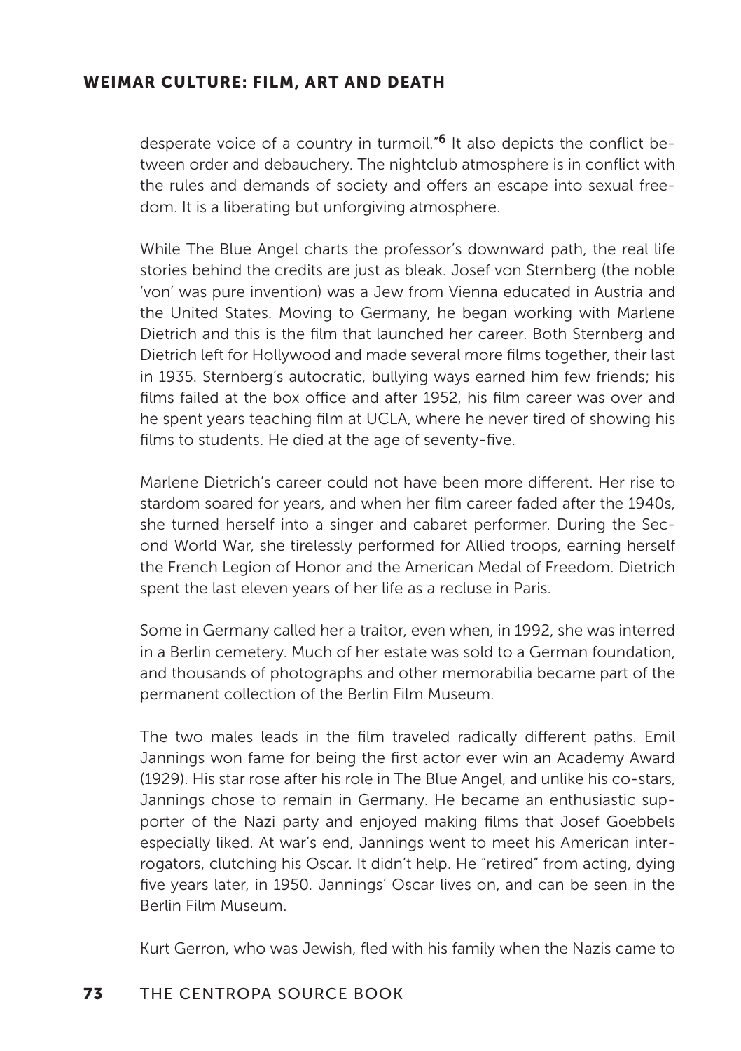desperate voice of a country in turmoil."[6] It also depicts the conflict between order and debauchery. The nightclub atmosphere is in conflict with the rules and demands of society and offers an escape into sexual freedom. It is a liberating but unforgiving atmosphere.

While The Blue Angel charts the professor's downward path, the real life stories behind the credits are just as bleak. Josef von Sternberg (the noble 'von' was pure invention) was a Jew from Vienna educated in Austria and the United States. Moving to Germany, he began working with Marlene Dietrich and this is the film that launched her career. Both Sternberg and Dietrich left for Hollywood and made several more films together, their last in 1935. Sternberg's autocratic, bullying ways earned him few friends; his films failed at the box office and after 1952, his film career was over and he spent years teaching film at UCLA, where he never tired of showing his films to students. He died at the age of seventy-five.

Marlene Dietrich's career could not have been more different. Her rise to stardom soared for years, and when her film career faded after the 1940s, she turned herself into a singer and cabaret performer. During the Second World War, she tirelessly performed for Allied troops, earning herself the French Legion of Honor and the American Medal of Freedom. Dietrich spent the last eleven years of her life as a recluse in Paris.

Some in Germany called her a traitor, even when, in 1992, she was interred in a Berlin cemetery. Much of her estate was sold to a German foundation, and thousands of photographs and other memorabilia became part of the permanent collection of the Berlin Film Museum.

The two males leads in the film traveled radically different paths. Emil Jannings won fame for being the first actor ever win an Academy Award (1929). His star rose after his role in The Blue Angel, and unlike his co-stars, Jannings chose to remain in Germany. He became an enthusiastic supporter of the Nazi party and enjoyed making films that Josef Goebbels especially liked. At war's end, Jannings went to meet his American interrogators, clutching his Oscar. It didn't help. He "retired" from acting, dying five years later, in 1950. Jannings' Oscar lives on, and can be seen in the Berlin Film Museum.

Kurt Gerron, who was Jewish, fled with his family when the Nazis came to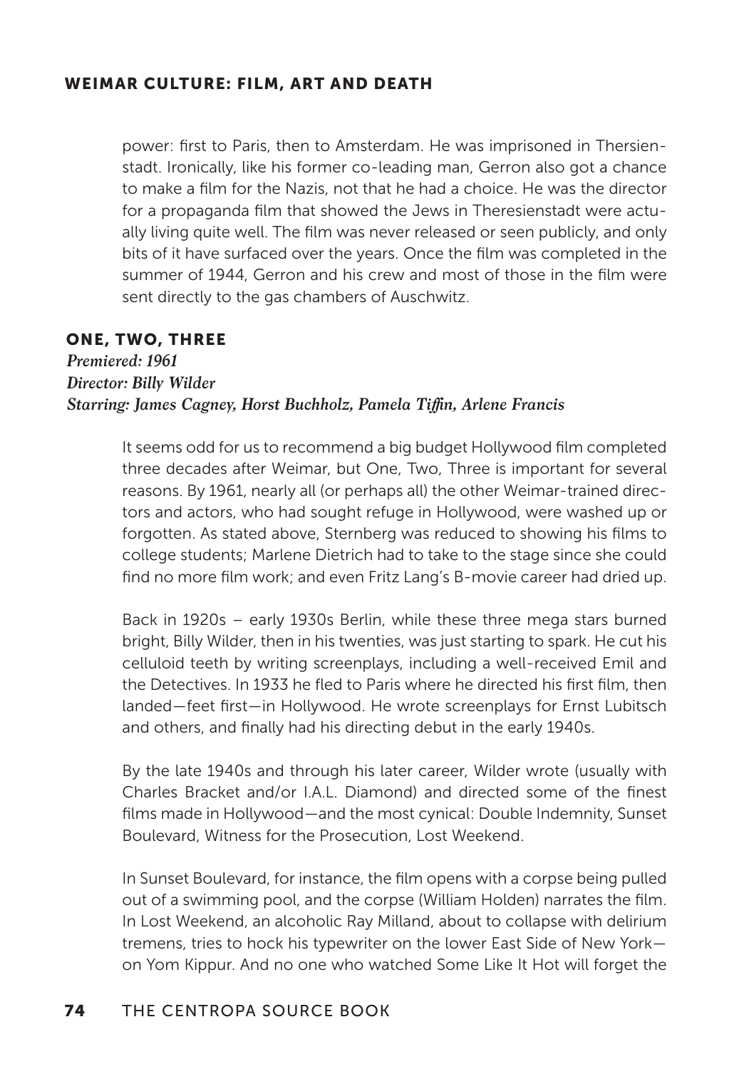power: first to Paris, then to Amsterdam. He was imprisoned in Thersienstadt. Ironically, like his former co-leading man, Gerron also got a chance to make a film for the Nazis, not that he had a choice. He was the director for a propaganda film that showed the Jews in Theresienstadt were actually living quite well. The film was never released or seen publicly, and only bits of it have surfaced over the years. Once the film was completed in the summer of 1944, Gerron and his crew and most of those in the film were sent directly to the gas chambers of Auschwitz.

## ONE, TWO, THREE

*Premiered: 1961*
*Director: Billy Wilder*
*Starring: James Cagney, Horst Buchholz, Pamela Tiffin, Arlene Francis*

It seems odd for us to recommend a big budget Hollywood film completed three decades after Weimar, but One, Two, Three is important for several reasons. By 1961, nearly all (or perhaps all) the other Weimar-trained directors and actors, who had sought refuge in Hollywood, were washed up or forgotten. As stated above, Sternberg was reduced to showing his films to college students; Marlene Dietrich had to take to the stage since she could find no more film work; and even Fritz Lang's B-movie career had dried up.

Back in 1920s – early 1930s Berlin, while these three mega stars burned bright, Billy Wilder, then in his twenties, was just starting to spark. He cut his celluloid teeth by writing screenplays, including a well-received Emil and the Detectives. In 1933 he fled to Paris where he directed his first film, then landed—feet first—in Hollywood. He wrote screenplays for Ernst Lubitsch and others, and finally had his directing debut in the early 1940s.

By the late 1940s and through his later career, Wilder wrote (usually with Charles Bracket and/or I.A.L. Diamond) and directed some of the finest films made in Hollywood—and the most cynical: Double Indemnity, Sunset Boulevard, Witness for the Prosecution, Lost Weekend.

In Sunset Boulevard, for instance, the film opens with a corpse being pulled out of a swimming pool, and the corpse (William Holden) narrates the film. In Lost Weekend, an alcoholic Ray Milland, about to collapse with delirium tremens, tries to hock his typewriter on the lower East Side of New York—on Yom Kippur. And no one who watched Some Like It Hot will forget the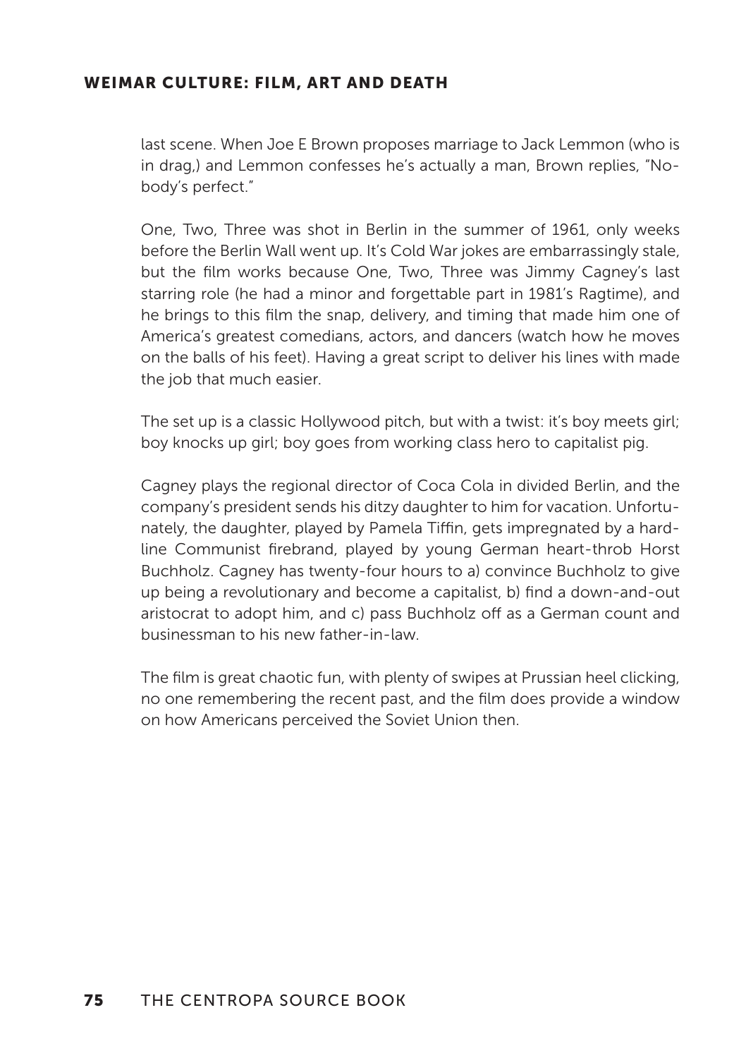last scene. When Joe E Brown proposes marriage to Jack Lemmon (who is in drag,) and Lemmon confesses he's actually a man, Brown replies, "Nobody's perfect."

One, Two, Three was shot in Berlin in the summer of 1961, only weeks before the Berlin Wall went up. It's Cold War jokes are embarrassingly stale, but the film works because One, Two, Three was Jimmy Cagney's last starring role (he had a minor and forgettable part in 1981's Ragtime), and he brings to this film the snap, delivery, and timing that made him one of America's greatest comedians, actors, and dancers (watch how he moves on the balls of his feet). Having a great script to deliver his lines with made the job that much easier.

The set up is a classic Hollywood pitch, but with a twist: it's boy meets girl; boy knocks up girl; boy goes from working class hero to capitalist pig.

Cagney plays the regional director of Coca Cola in divided Berlin, and the company's president sends his ditzy daughter to him for vacation. Unfortunately, the daughter, played by Pamela Tiffin, gets impregnated by a hard-line Communist firebrand, played by young German heart-throb Horst Buchholz. Cagney has twenty-four hours to a) convince Buchholz to give up being a revolutionary and become a capitalist, b) find a down-and-out aristocrat to adopt him, and c) pass Buchholz off as a German count and businessman to his new father-in-law.

The film is great chaotic fun, with plenty of swipes at Prussian heel clicking, no one remembering the recent past, and the film does provide a window on how Americans perceived the Soviet Union then.